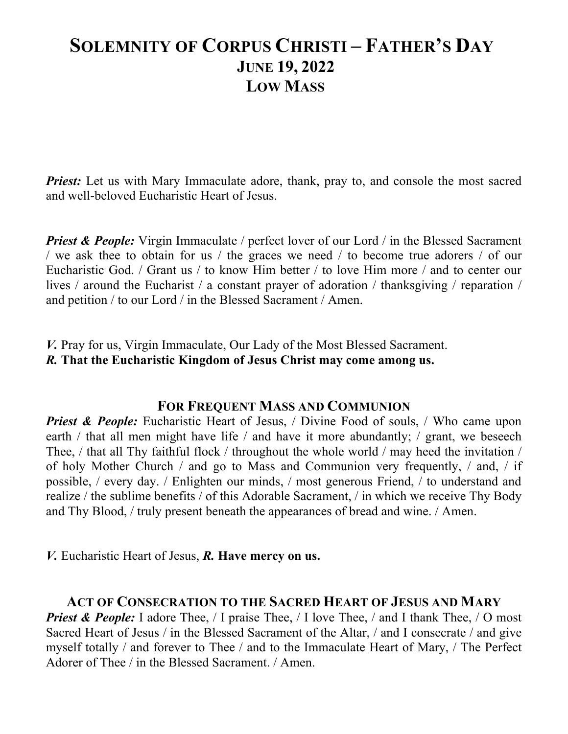# SOLEMNITY OF CORPUS CHRISTI – FATHER'S DAY
## JUNE 19, 2022
## LOW MASS

***Priest:*** Let us with Mary Immaculate adore, thank, pray to, and console the most sacred and well-beloved Eucharistic Heart of Jesus.

***Priest & People:*** Virgin Immaculate / perfect lover of our Lord / in the Blessed Sacrament / we ask thee to obtain for us / the graces we need / to become true adorers / of our Eucharistic God. / Grant us / to know Him better / to love Him more / and to center our lives / around the Eucharist / a constant prayer of adoration / thanksgiving / reparation / and petition / to our Lord / in the Blessed Sacrament / Amen.

***V.*** Pray for us, Virgin Immaculate, Our Lady of the Most Blessed Sacrament.
***R.*** **That the Eucharistic Kingdom of Jesus Christ may come among us.**

### FOR FREQUENT MASS AND COMMUNION

***Priest & People:*** Eucharistic Heart of Jesus, / Divine Food of souls, / Who came upon earth / that all men might have life / and have it more abundantly; / grant, we beseech Thee, / that all Thy faithful flock / throughout the whole world / may heed the invitation / of holy Mother Church / and go to Mass and Communion very frequently, / and, / if possible, / every day. / Enlighten our minds, / most generous Friend, / to understand and realize / the sublime benefits / of this Adorable Sacrament, / in which we receive Thy Body and Thy Blood, / truly present beneath the appearances of bread and wine. / Amen.

***V.*** Eucharistic Heart of Jesus, ***R.*** **Have mercy on us.**

### ACT OF CONSECRATION TO THE SACRED HEART OF JESUS AND MARY

***Priest & People:*** I adore Thee, / I praise Thee, / I love Thee, / and I thank Thee, / O most Sacred Heart of Jesus / in the Blessed Sacrament of the Altar, / and I consecrate / and give myself totally / and forever to Thee / and to the Immaculate Heart of Mary, / The Perfect Adorer of Thee / in the Blessed Sacrament. / Amen.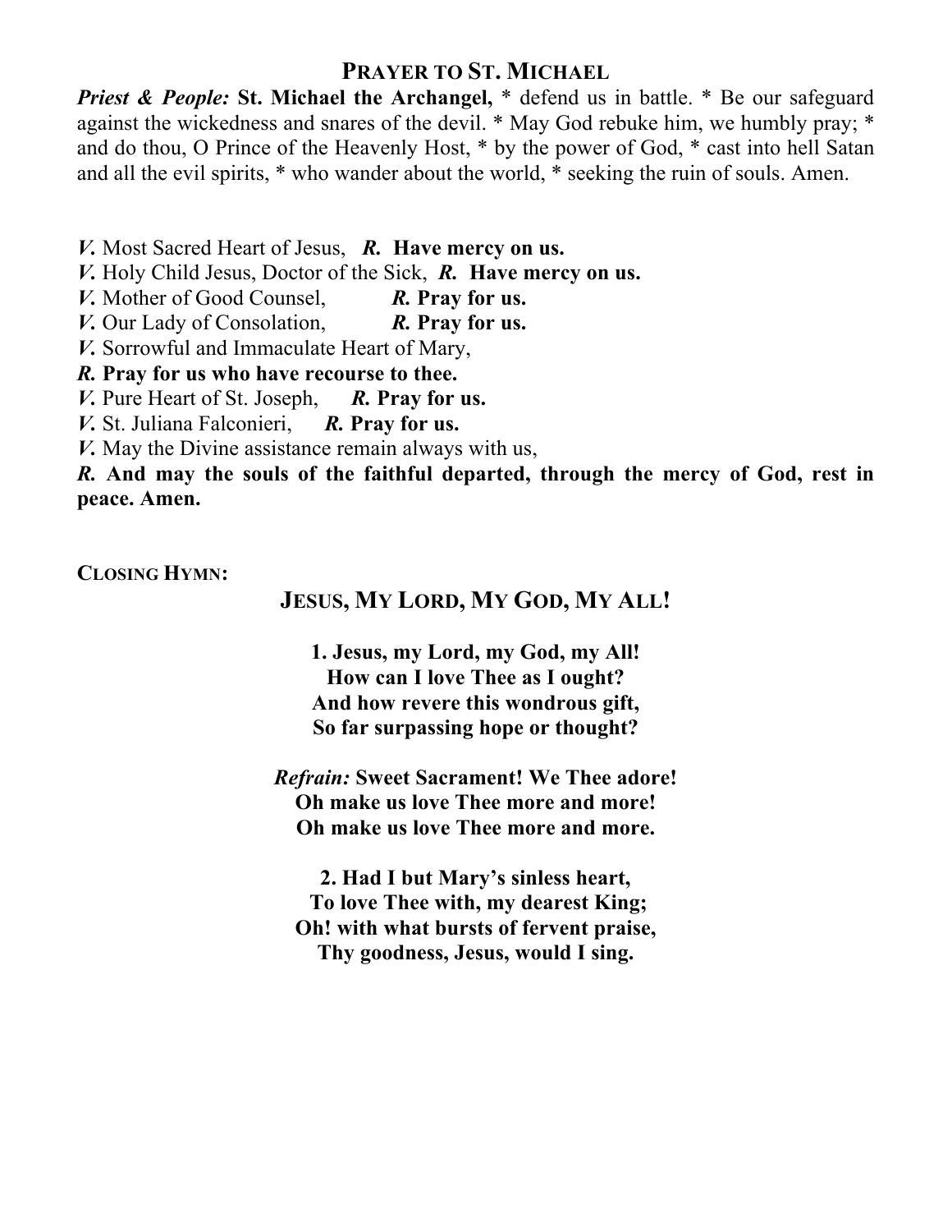## PRAYER TO ST. MICHAEL

***Priest & People:*** **St. Michael the Archangel,** * defend us in battle. * Be our safeguard against the wickedness and snares of the devil. * May God rebuke him, we humbly pray; * and do thou, O Prince of the Heavenly Host, * by the power of God, * cast into hell Satan and all the evil spirits, * who wander about the world, * seeking the ruin of souls. Amen.

***V.*** Most Sacred Heart of Jesus, ***R.*** **Have mercy on us.**
***V.*** Holy Child Jesus, Doctor of the Sick, ***R.*** **Have mercy on us.**
***V.*** Mother of Good Counsel, ***R.*** **Pray for us.**
***V.*** Our Lady of Consolation, ***R.*** **Pray for us.**
***V.*** Sorrowful and Immaculate Heart of Mary,
***R.*** **Pray for us who have recourse to thee.**
***V.*** Pure Heart of St. Joseph, ***R.*** **Pray for us.**
***V.*** St. Juliana Falconieri, ***R.*** **Pray for us.**
***V.*** May the Divine assistance remain always with us,
***R.*** **And may the souls of the faithful departed, through the mercy of God, rest in peace. Amen.**

**CLOSING HYMN:**

### JESUS, MY LORD, MY GOD, MY ALL!

**1. Jesus, my Lord, my God, my All!**
**How can I love Thee as I ought?**
**And how revere this wondrous gift,**
**So far surpassing hope or thought?**

***Refrain:*** **Sweet Sacrament! We Thee adore!**
**Oh make us love Thee more and more!**
**Oh make us love Thee more and more.**

**2. Had I but Mary's sinless heart,**
**To love Thee with, my dearest King;**
**Oh! with what bursts of fervent praise,**
**Thy goodness, Jesus, would I sing.**